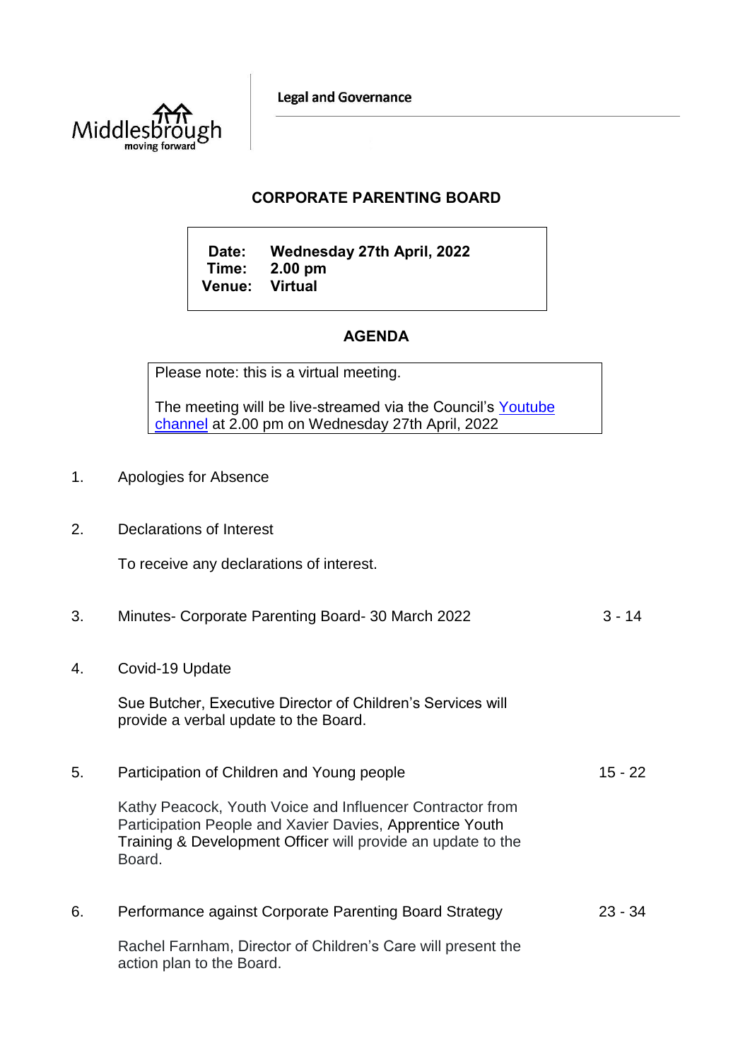Legal and Governance

# CORPORATE PARENTING BOARD

**Date:** Wednesday 27th April, 2022
**Time:** 2.00 pm
**Venue:** Virtual

## AGENDA

Please note: this is a virtual meeting.

The meeting will be live-streamed via the Council's Youtube channel at 2.00 pm on Wednesday 27th April, 2022

1. Apologies for Absence

2. Declarations of Interest

   To receive any declarations of interest.

3. Minutes- Corporate Parenting Board- 30 March 2022 — 3 - 14

4. Covid-19 Update

   Sue Butcher, Executive Director of Children's Services will provide a verbal update to the Board.

5. Participation of Children and Young people — 15 - 22

   Kathy Peacock, Youth Voice and Influencer Contractor from Participation People and Xavier Davies, Apprentice Youth Training & Development Officer will provide an update to the Board.

6. Performance against Corporate Parenting Board Strategy — 23 - 34

   Rachel Farnham, Director of Children's Care will present the action plan to the Board.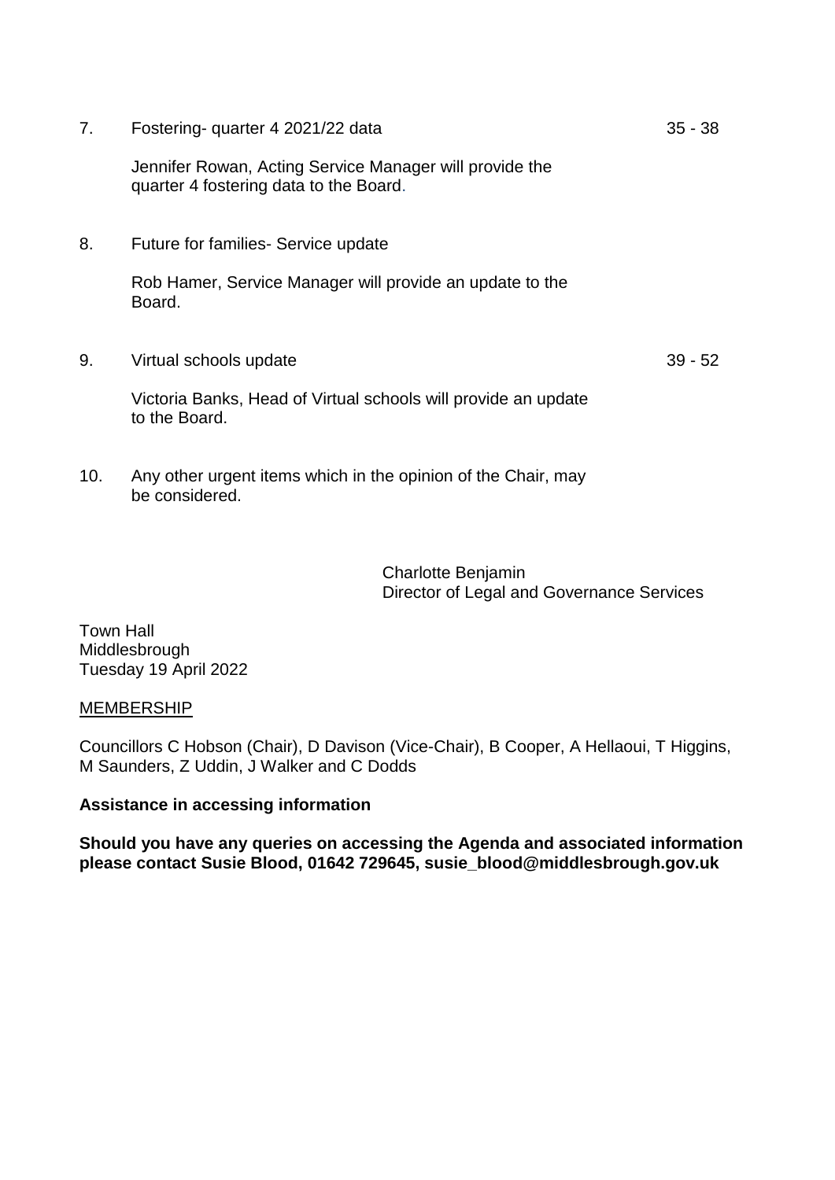7. Fostering- quarter 4 2021/22 data 35 - 38

   Jennifer Rowan, Acting Service Manager will provide the quarter 4 fostering data to the Board.

8. Future for families- Service update

   Rob Hamer, Service Manager will provide an update to the Board.

9. Virtual schools update 39 - 52

   Victoria Banks, Head of Virtual schools will provide an update to the Board.

10. Any other urgent items which in the opinion of the Chair, may be considered.

Charlotte Benjamin
Director of Legal and Governance Services

Town Hall
Middlesbrough
Tuesday 19 April 2022

MEMBERSHIP

Councillors C Hobson (Chair), D Davison (Vice-Chair), B Cooper, A Hellaoui, T Higgins, M Saunders, Z Uddin, J Walker and C Dodds

**Assistance in accessing information**

**Should you have any queries on accessing the Agenda and associated information please contact Susie Blood, 01642 729645, susie_blood@middlesbrough.gov.uk**